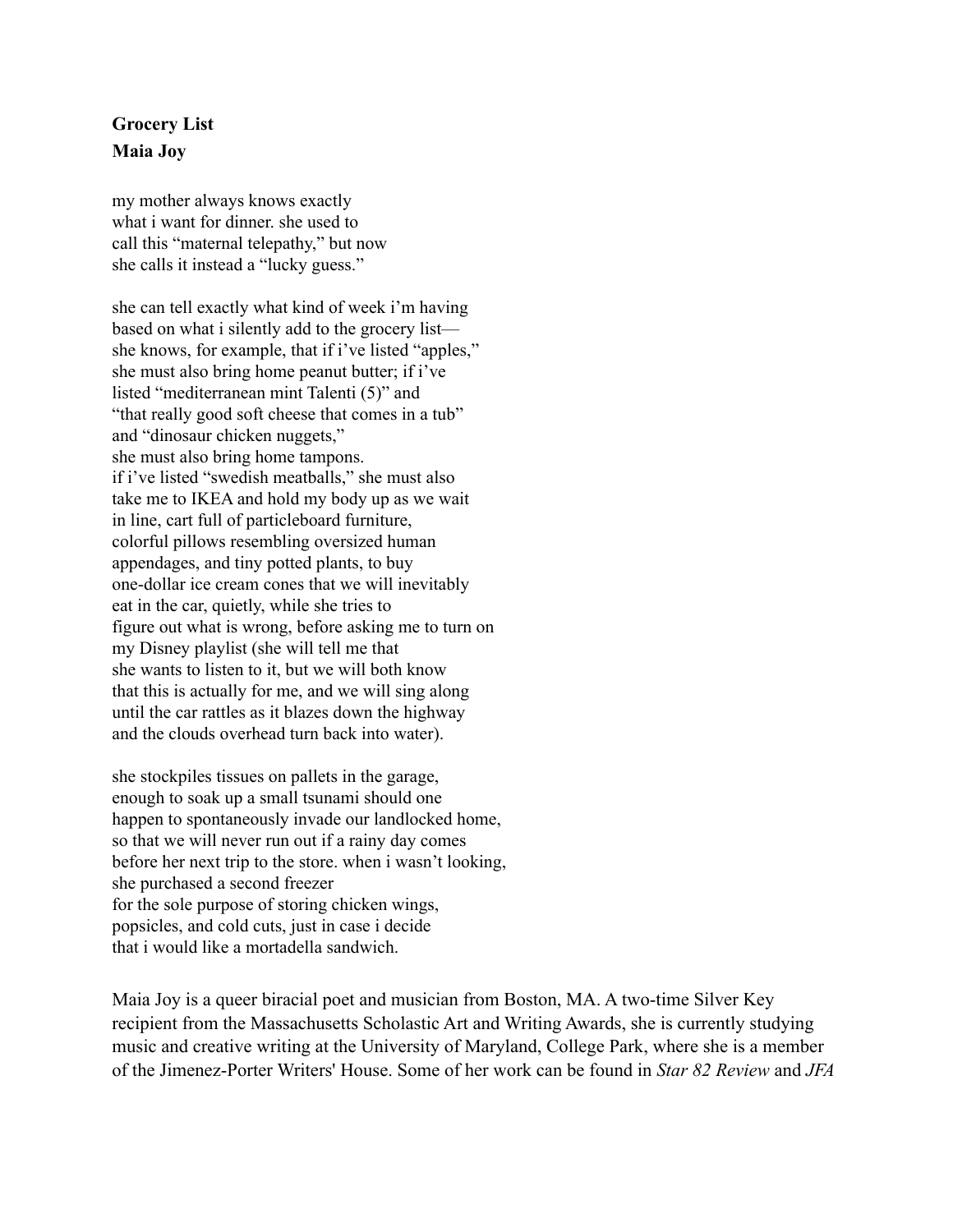**Grocery List**
**Maia Joy**

my mother always knows exactly  
what i want for dinner. she used to  
call this "maternal telepathy," but now  
she calls it instead a "lucky guess."

she can tell exactly what kind of week i'm having  
based on what i silently add to the grocery list—  
she knows, for example, that if i've listed "apples,"  
she must also bring home peanut butter; if i've  
listed "mediterranean mint Talenti (5)" and  
"that really good soft cheese that comes in a tub"  
and "dinosaur chicken nuggets,"  
she must also bring home tampons.  
if i've listed "swedish meatballs," she must also  
take me to IKEA and hold my body up as we wait  
in line, cart full of particleboard furniture,  
colorful pillows resembling oversized human  
appendages, and tiny potted plants, to buy  
one-dollar ice cream cones that we will inevitably  
eat in the car, quietly, while she tries to  
figure out what is wrong, before asking me to turn on  
my Disney playlist (she will tell me that  
she wants to listen to it, but we will both know  
that this is actually for me, and we will sing along  
until the car rattles as it blazes down the highway  
and the clouds overhead turn back into water).

she stockpiles tissues on pallets in the garage,  
enough to soak up a small tsunami should one  
happen to spontaneously invade our landlocked home,  
so that we will never run out if a rainy day comes  
before her next trip to the store. when i wasn't looking,  
she purchased a second freezer  
for the sole purpose of storing chicken wings,  
popsicles, and cold cuts, just in case i decide  
that i would like a mortadella sandwich.

Maia Joy is a queer biracial poet and musician from Boston, MA. A two-time Silver Key recipient from the Massachusetts Scholastic Art and Writing Awards, she is currently studying music and creative writing at the University of Maryland, College Park, where she is a member of the Jimenez-Porter Writers' House. Some of her work can be found in *Star 82 Review* and *JFA*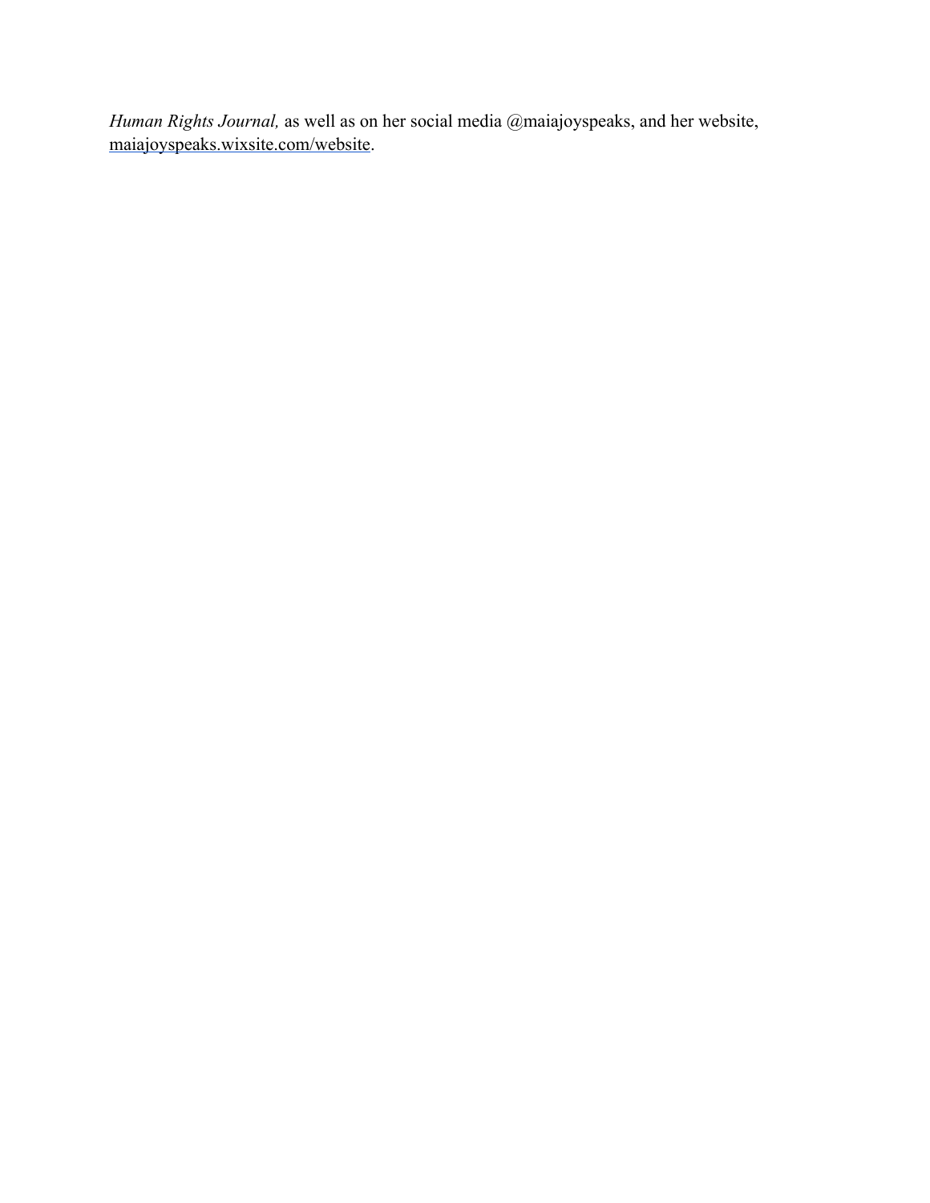*Human Rights Journal,* as well as on her social media @maiajoyspeaks, and her website, maiajoyspeaks.wixsite.com/website.